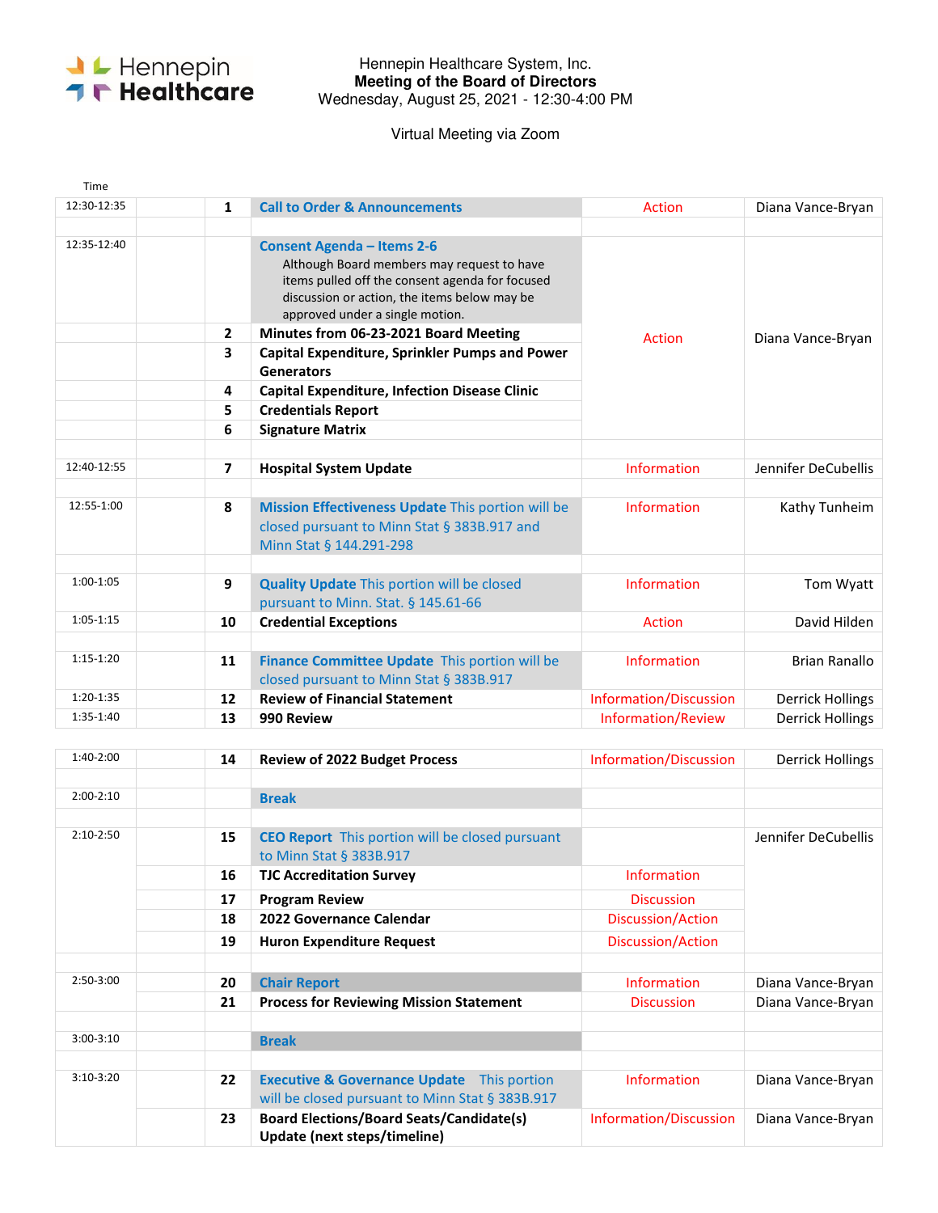Hennepin Healthcare

Hennepin Healthcare System, Inc.
**Meeting of the Board of Directors**
Wednesday, August 25, 2021 - 12:30-4:00 PM

Virtual Meeting via Zoom

| Time | | | | | |
|---|---|---|---|---|---|
| 12:30-12:35 | | 1 | **Call to Order & Announcements** | Action | Diana Vance-Bryan |
| 12:35-12:40 | | | **Consent Agenda – Items 2-6** Although Board members may request to have items pulled off the consent agenda for focused discussion or action, the items below may be approved under a single motion. | Action | Diana Vance-Bryan |
| | | 2 | **Minutes from 06-23-2021 Board Meeting** | | |
| | | 3 | **Capital Expenditure, Sprinkler Pumps and Power Generators** | | |
| | | 4 | **Capital Expenditure, Infection Disease Clinic** | | |
| | | 5 | **Credentials Report** | | |
| | | 6 | **Signature Matrix** | | |
| 12:40-12:55 | | 7 | **Hospital System Update** | Information | Jennifer DeCubellis |
| 12:55-1:00 | | 8 | **Mission Effectiveness Update** This portion will be closed pursuant to Minn Stat § 383B.917 and Minn Stat § 144.291-298 | Information | Kathy Tunheim |
| 1:00-1:05 | | 9 | **Quality Update** This portion will be closed pursuant to Minn. Stat. § 145.61-66 | Information | Tom Wyatt |
| 1:05-1:15 | | 10 | **Credential Exceptions** | Action | David Hilden |
| 1:15-1:20 | | 11 | **Finance Committee Update** This portion will be closed pursuant to Minn Stat § 383B.917 | Information | Brian Ranallo |
| 1:20-1:35 | | 12 | **Review of Financial Statement** | Information/Discussion | Derrick Hollings |
| 1:35-1:40 | | 13 | **990 Review** | Information/Review | Derrick Hollings |
| 1:40-2:00 | | 14 | **Review of 2022 Budget Process** | Information/Discussion | Derrick Hollings |
| 2:00-2:10 | | | **Break** | | |
| 2:10-2:50 | | 15 | **CEO Report** This portion will be closed pursuant to Minn Stat § 383B.917 | | Jennifer DeCubellis |
| | | 16 | **TJC Accreditation Survey** | Information | |
| | | 17 | **Program Review** | Discussion | |
| | | 18 | **2022 Governance Calendar** | Discussion/Action | |
| | | 19 | **Huron Expenditure Request** | Discussion/Action | |
| 2:50-3:00 | | 20 | **Chair Report** | Information | Diana Vance-Bryan |
| | | 21 | **Process for Reviewing Mission Statement** | Discussion | Diana Vance-Bryan |
| 3:00-3:10 | | | **Break** | | |
| 3:10-3:20 | | 22 | **Executive & Governance Update** This portion will be closed pursuant to Minn Stat § 383B.917 | Information | Diana Vance-Bryan |
| | | 23 | **Board Elections/Board Seats/Candidate(s) Update (next steps/timeline)** | Information/Discussion | Diana Vance-Bryan |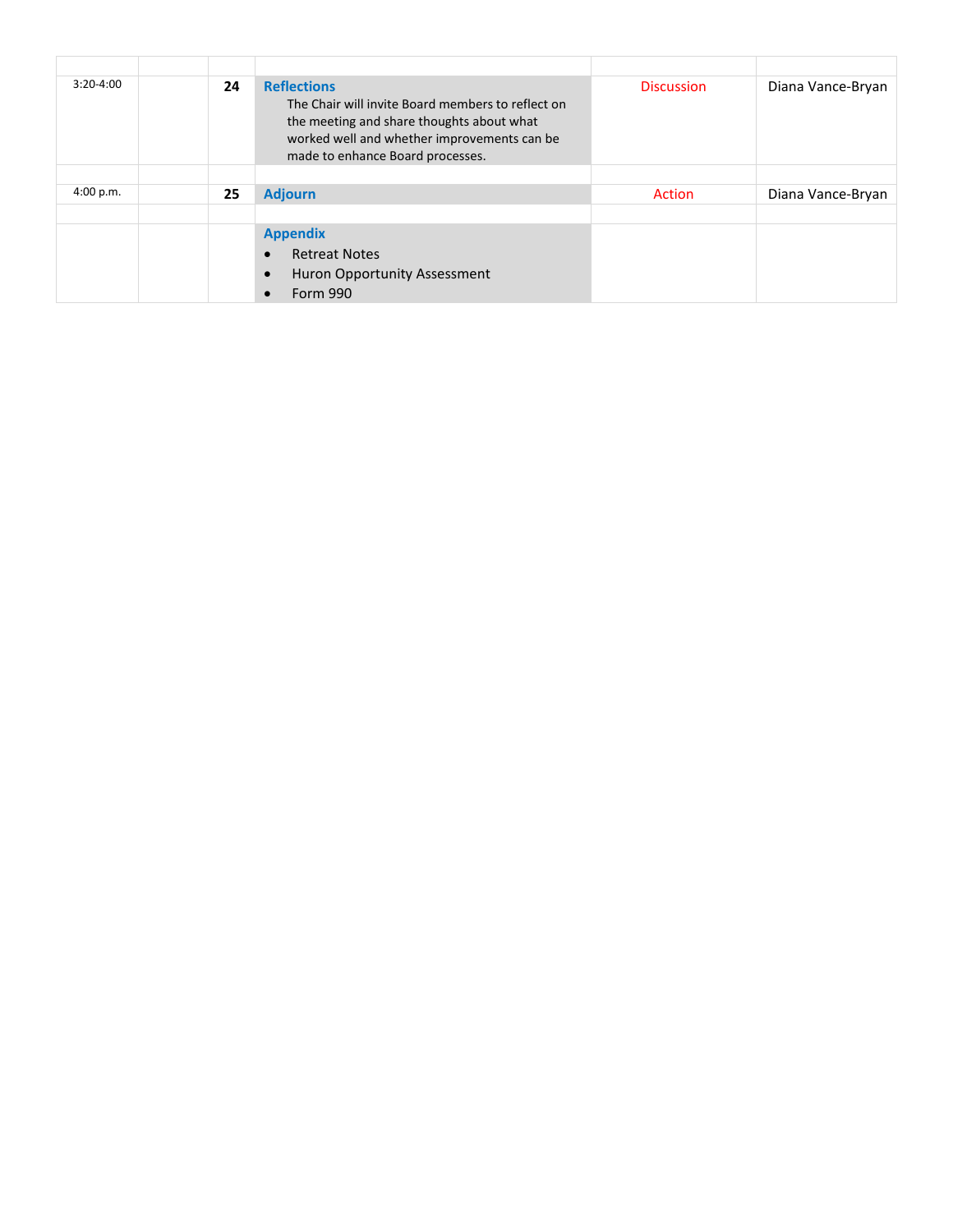| | | | | | |
|---|---|---|---|---|---|
| 3:20-4:00 | | **24** | **Reflections**<br>The Chair will invite Board members to reflect on the meeting and share thoughts about what worked well and whether improvements can be made to enhance Board processes. | Discussion | Diana Vance-Bryan |
| | | | | | |
| 4:00 p.m. | | **25** | **Adjourn** | Action | Diana Vance-Bryan |
| | | | | | |
| | | | **Appendix**<br>• Retreat Notes<br>• Huron Opportunity Assessment<br>• Form 990 | | |